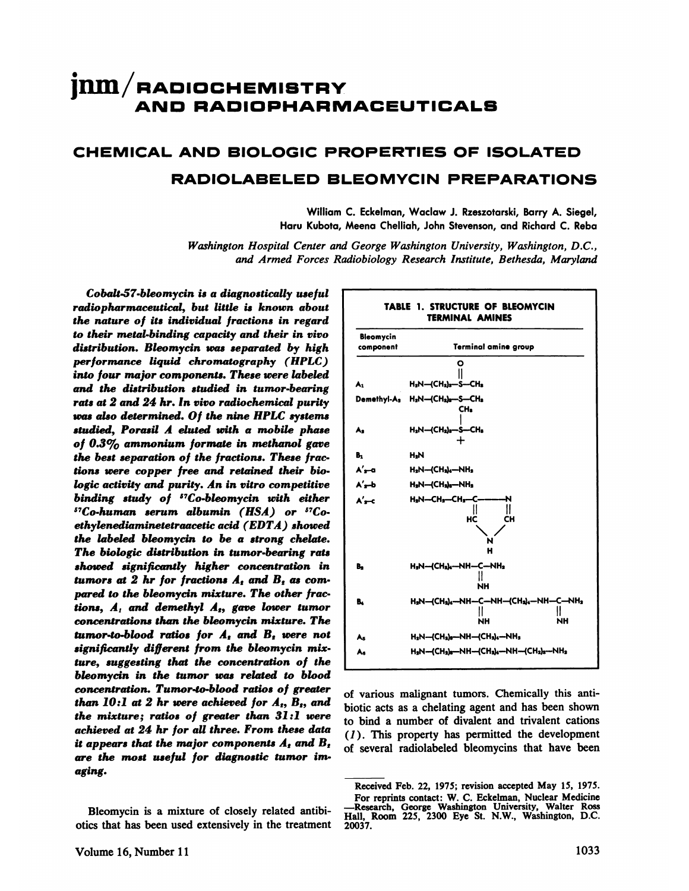# jnm / RADIOCHEMISTRY AND RADIOPHARMACEUTICALS

## CHEMICAL AND BIOLOGIC PROPERTIES OF ISOLATED RADIOLABELED BLEOMYCIN PREPARATIONS

William C. Eckelman, Waclaw J. Rzeszotarski, Barry A. Siegel, Haru Kubota, Meena Chelliah, John Stevenson, and Richard C. Reba

*Washington Hospital Center and George Washington University, Washington, D.C., and Armed Forces Radiobiology Research Institute, Bethesda, Maryland*

***Cobalt-57-bleomycin is a diagnostically useful radiopharmaceutical, but little is known about the nature of its individual fractions in regard to their metal-binding capacity and their in vivo distribution. Bleomycin was separated by high performance liquid chromatography (HPLC) into four major components. These were labeled and the distribution studied in tumor-bearing rats at 2 and 24 hr. In vivo radiochemical purity was also determined. Of the nine HPLC systems studied, Porasil A eluted with a mobile phase of 0.3% ammonium formate in methanol gave the best separation of the fractions. These fractions were copper free and retained their biologic activity and purity. An in vitro competitive binding study of $^{57}$Co-bleomycin with either $^{57}$Co-human serum albumin (HSA) or $^{57}$Co-ethylenediaminetetraacetic acid (EDTA) showed the labeled bleomycin to be a strong chelate. The biologic distribution in tumor-bearing rats showed significantly higher concentration in tumors at 2 hr for fractions $A_2$ and $B_2$ as compared to the bleomycin mixture. The other fractions, $A_1$ and demethyl $A_2$, gave lower tumor concentrations than the bleomycin mixture. The tumor-to-blood ratios for $A_2$ and $B_2$ were not significantly different from the bleomycin mixture, suggesting that the concentration of the bleomycin in the tumor was related to blood concentration. Tumor-to-blood ratios of greater than 10:1 at 2 hr were achieved for $A_2$, $B_2$, and the mixture; ratios of greater than 31:1 were achieved at 24 hr for all three. From these data it appears that the major components $A_2$ and $B_2$ are the most useful for diagnostic tumor imaging.***

Bleomycin is a mixture of closely related antibiotics that has been used extensively in the treatment of various malignant tumors. Chemically this antibiotic acts as a chelating agent and has been shown to bind a number of divalent and trivalent cations (*1*). This property has permitted the development of several radiolabeled bleomycins that have been

**TABLE 1. STRUCTURE OF BLEOMYCIN TERMINAL AMINES**

| Bleomycin component | Terminal amine group |
|---|---|
| $A_1$ | $H_2N{-}(CH_2)_3{-}S(=O){-}CH_3$ |
| Demethyl-$A_2$ | $H_2N{-}(CH_2)_3{-}S{-}CH_3$ |
| $A_2$ | $H_2N{-}(CH_2)_3{-}S^{+}(CH_3){-}CH_3$ |
| $B_1$ | $H_2N$ |
| $A'_2$-a | $H_2N{-}(CH_2)_4{-}NH_2$ |
| $A'_2$-b | $H_2N{-}(CH_2)_3{-}NH_2$ |
| $A'_2$-c | $H_2N{-}CH_2{-}CH_2{-}$(imidazol-4-yl) |
| $B_2$ | $H_2N{-}(CH_2)_4{-}NH{-}C(=NH){-}NH_2$ |
| $B_4$ | $H_2N{-}(CH_2)_4{-}NH{-}C(=NH){-}NH{-}(CH_2)_4{-}NH{-}C(=NH){-}NH_2$ |
| $A_5$ | $H_2N{-}(CH_2)_3{-}NH{-}(CH_2)_4{-}NH_2$ |
| $A_6$ | $H_2N{-}(CH_2)_3{-}NH{-}(CH_2)_4{-}NH{-}(CH_2)_3{-}NH_2$ |

Received Feb. 22, 1975; revision accepted May 15, 1975.

For reprints contact: W. C. Eckelman, Nuclear Medicine—Research, George Washington University, Walter Ross Hall, Room 225, 2300 Eye St. N.W., Washington, D.C. 20037.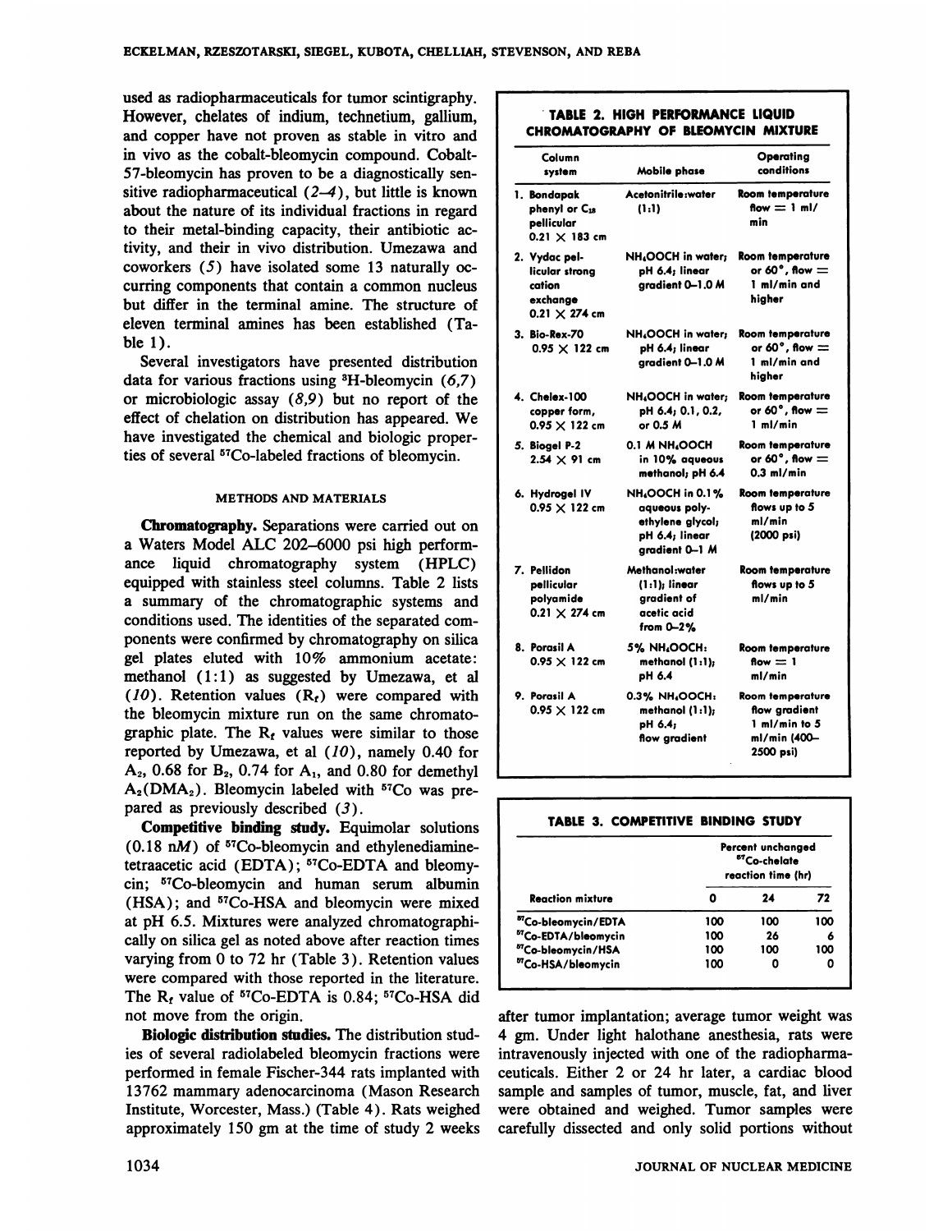used as radiopharmaceuticals for tumor scintigraphy. However, chelates of indium, technetium, gallium, and copper have not proven as stable in vitro and in vivo as the cobalt-bleomycin compound. Cobalt-57-bleomycin has proven to be a diagnostically sensitive radiopharmaceutical (2–4), but little is known about the nature of its individual fractions in regard to their metal-binding capacity, their antibiotic activity, and their in vivo distribution. Umezawa and coworkers (5) have isolated some 13 naturally occurring components that contain a common nucleus but differ in the terminal amine. The structure of eleven terminal amines has been established (Table 1).

Several investigators have presented distribution data for various fractions using $^{3}$H-bleomycin (6,7) or microbiologic assay (8,9) but no report of the effect of chelation on distribution has appeared. We have investigated the chemical and biologic properties of several $^{57}$Co-labeled fractions of bleomycin.

## METHODS AND MATERIALS

**Chromatography.** Separations were carried out on a Waters Model ALC 202–6000 psi high performance liquid chromatography system (HPLC) equipped with stainless steel columns. Table 2 lists a summary of the chromatographic systems and conditions used. The identities of the separated components were confirmed by chromatography on silica gel plates eluted with 10% ammonium acetate: methanol (1:1) as suggested by Umezawa, et al (10). Retention values ($R_f$) were compared with the bleomycin mixture run on the same chromatographic plate. The $R_f$ values were similar to those reported by Umezawa, et al (10), namely 0.40 for $A_2$, 0.68 for $B_2$, 0.74 for $A_1$, and 0.80 for demethyl $A_2$($DMA_2$). Bleomycin labeled with $^{57}$Co was prepared as previously described (3).

**Competitive binding study.** Equimolar solutions (0.18 nM) of $^{57}$Co-bleomycin and ethylenediaminetetraacetic acid (EDTA); $^{57}$Co-EDTA and bleomycin; $^{57}$Co-bleomycin and human serum albumin (HSA); and $^{57}$Co-HSA and bleomycin were mixed at pH 6.5. Mixtures were analyzed chromatographically on silica gel as noted above after reaction times varying from 0 to 72 hr (Table 3). Retention values were compared with those reported in the literature. The $R_f$ value of $^{57}$Co-EDTA is 0.84; $^{57}$Co-HSA did not move from the origin.

**Biologic distribution studies.** The distribution studies of several radiolabeled bleomycin fractions were performed in female Fischer-344 rats implanted with 13762 mammary adenocarcinoma (Mason Research Institute, Worcester, Mass.) (Table 4). Rats weighed approximately 150 gm at the time of study 2 weeks after tumor implantation; average tumor weight was 4 gm. Under light halothane anesthesia, rats were intravenously injected with one of the radiopharmaceuticals. Either 2 or 24 hr later, a cardiac blood sample and samples of tumor, muscle, fat, and liver were obtained and weighed. Tumor samples were carefully dissected and only solid portions without

**TABLE 2. HIGH PERFORMANCE LIQUID CHROMATOGRAPHY OF BLEOMYCIN MIXTURE**

| Column system | Mobile phase | Operating conditions |
|---|---|---|
| 1. Bondapak phenyl or $C_{18}$ pellicular 0.21 × 183 cm | Acetonitrile:water (1:1) | Room temperature flow = 1 ml/min |
| 2. Vydac pellicular strong cation exchange 0.21 × 274 cm | $NH_4OOCH$ in water; pH 6.4; linear gradient 0–1.0 M | Room temperature or 60°, flow = 1 ml/min and higher |
| 3. Bio-Rex-70 0.95 × 122 cm | $NH_4OOCH$ in water; pH 6.4; linear gradient 0–1.0 M | Room temperature or 60°, flow = 1 ml/min and higher |
| 4. Chelex-100 copper form, 0.95 × 122 cm | $NH_4OOCH$ in water; pH 6.4; 0.1, 0.2, or 0.5 M | Room temperature or 60°, flow = 1 ml/min |
| 5. Biogel P-2 2.54 × 91 cm | 0.1 M $NH_4OOCH$ in 10% aqueous methanol; pH 6.4 | Room temperature or 60°, flow = 0.3 ml/min |
| 6. Hydrogel IV 0.95 × 122 cm | $NH_4OOCH$ in 0.1% aqueous polyethylene glycol; pH 6.4; linear gradient 0–1 M | Room temperature flows up to 5 ml/min (2000 psi) |
| 7. Pellidon pellicular polyamide 0.21 × 274 cm | Methanol:water (1:1); linear gradient of acetic acid from 0–2% | Room temperature flows up to 5 ml/min |
| 8. Porasil A 0.95 × 122 cm | 5% $NH_4OOCH$: methanol (1:1); pH 6.4 | Room temperature flow = 1 ml/min |
| 9. Porasil A 0.95 × 122 cm | 0.3% $NH_4OOCH$: methanol (1:1); pH 6.4; flow gradient | Room temperature flow gradient 1 ml/min to 5 ml/min (400–2500 psi) |

**TABLE 3. COMPETITIVE BINDING STUDY**

| Reaction mixture | Percent unchanged $^{57}$Co-chelate reaction time (hr) 0 | 24 | 72 |
|---|---|---|---|
| $^{57}$Co-bleomycin/EDTA | 100 | 100 | 100 |
| $^{57}$Co-EDTA/bleomycin | 100 | 26 | 6 |
| $^{57}$Co-bleomycin/HSA | 100 | 100 | 100 |
| $^{57}$Co-HSA/bleomycin | 100 | 0 | 0 |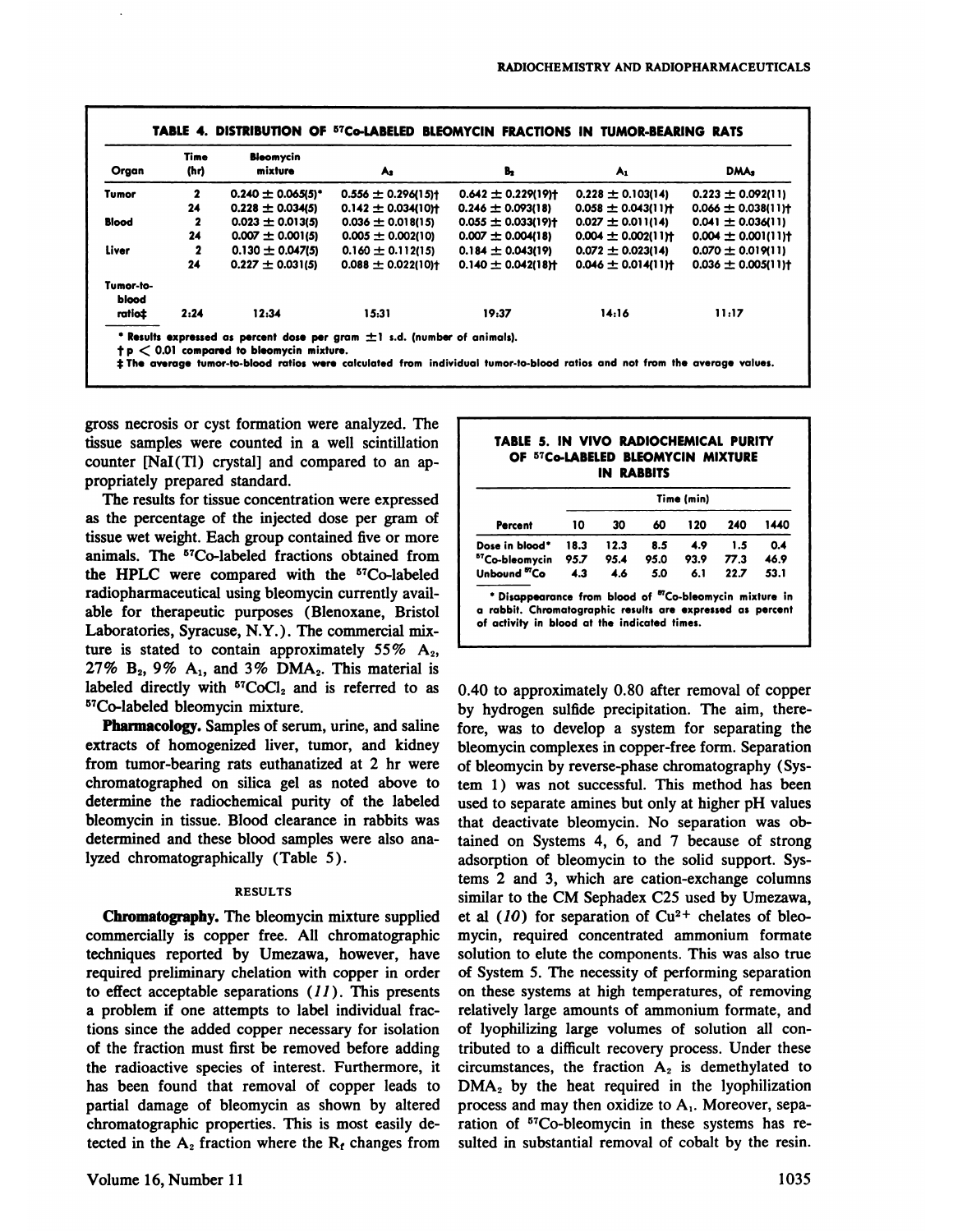**TABLE 4. DISTRIBUTION OF $^{57}$Co-LABELED BLEOMYCIN FRACTIONS IN TUMOR-BEARING RATS**

| Organ | Time (hr) | Bleomycin mixture | $A_2$ | $B_2$ | $A_1$ | $DMA_2$ |
|---|---|---|---|---|---|---|
| Tumor | 2 | 0.240 ± 0.065(5)* | 0.556 ± 0.296(15)† | 0.642 ± 0.229(19)† | 0.228 ± 0.103(14) | 0.223 ± 0.092(11) |
| | 24 | 0.228 ± 0.034(5) | 0.142 ± 0.034(10)† | 0.246 ± 0.093(18) | 0.058 ± 0.043(11)† | 0.066 ± 0.038(11)† |
| Blood | 2 | 0.023 ± 0.013(5) | 0.036 ± 0.018(15) | 0.055 ± 0.033(19)† | 0.027 ± 0.011(14) | 0.041 ± 0.036(11) |
| | 24 | 0.007 ± 0.001(5) | 0.005 ± 0.002(10) | 0.007 ± 0.004(18) | 0.004 ± 0.002(11)† | 0.004 ± 0.001(11)† |
| Liver | 2 | 0.130 ± 0.047(5) | 0.160 ± 0.112(15) | 0.184 ± 0.043(19) | 0.072 ± 0.023(14) | 0.070 ± 0.019(11) |
| | 24 | 0.227 ± 0.031(5) | 0.088 ± 0.022(10)† | 0.140 ± 0.042(18)† | 0.046 ± 0.014(11)† | 0.036 ± 0.005(11)† |
| Tumor-to-blood ratio‡ | 2:24 | 12:34 | 15:31 | 19:37 | 14:16 | 11:17 |

\* Results expressed as percent dose per gram ±1 s.d. (number of animals).
† $p < 0.01$ compared to bleomycin mixture.
‡ The average tumor-to-blood ratios were calculated from individual tumor-to-blood ratios and not from the average values.

gross necrosis or cyst formation were analyzed. The tissue samples were counted in a well scintillation counter [NaI(Tl) crystal] and compared to an appropriately prepared standard.

The results for tissue concentration were expressed as the percentage of the injected dose per gram of tissue wet weight. Each group contained five or more animals. The $^{57}$Co-labeled fractions obtained from the HPLC were compared with the $^{57}$Co-labeled radiopharmaceutical using bleomycin currently available for therapeutic purposes (Blenoxane, Bristol Laboratories, Syracuse, N.Y.). The commercial mixture is stated to contain approximately 55% $A_2$, 27% $B_2$, 9% $A_1$, and 3% $DMA_2$. This material is labeled directly with $^{57}CoCl_2$ and is referred to as $^{57}$Co-labeled bleomycin mixture.

**Pharmacology.** Samples of serum, urine, and saline extracts of homogenized liver, tumor, and kidney from tumor-bearing rats euthanatized at 2 hr were chromatographed on silica gel as noted above to determine the radiochemical purity of the labeled bleomycin in tissue. Blood clearance in rabbits was determined and these blood samples were also analyzed chromatographically (Table 5).

**TABLE 5. IN VIVO RADIOCHEMICAL PURITY OF $^{57}$Co-LABELED BLEOMYCIN MIXTURE IN RABBITS**

| | Time (min) | | | | | |
|---|---|---|---|---|---|---|
| Percent | 10 | 30 | 60 | 120 | 240 | 1440 |
| Dose in blood* | 18.3 | 12.3 | 8.5 | 4.9 | 1.5 | 0.4 |
| $^{57}$Co-bleomycin | 95.7 | 95.4 | 95.0 | 93.9 | 77.3 | 46.9 |
| Unbound $^{57}$Co | 4.3 | 4.6 | 5.0 | 6.1 | 22.7 | 53.1 |

\* Disappearance from blood of $^{57}$Co-bleomycin mixture in a rabbit. Chromatographic results are expressed as percent of activity in blood at the indicated times.

## RESULTS

**Chromatography.** The bleomycin mixture supplied commercially is copper free. All chromatographic techniques reported by Umezawa, however, have required preliminary chelation with copper in order to effect acceptable separations (*11*). This presents a problem if one attempts to label individual fractions since the added copper necessary for isolation of the fraction must first be removed before adding the radioactive species of interest. Furthermore, it has been found that removal of copper leads to partial damage of bleomycin as shown by altered chromatographic properties. This is most easily detected in the $A_2$ fraction where the $R_f$ changes from 0.40 to approximately 0.80 after removal of copper by hydrogen sulfide precipitation. The aim, therefore, was to develop a system for separating the bleomycin complexes in copper-free form. Separation of bleomycin by reverse-phase chromatography (System 1) was not successful. This method has been used to separate amines but only at higher pH values that deactivate bleomycin. No separation was obtained on Systems 4, 6, and 7 because of strong adsorption of bleomycin to the solid support. Systems 2 and 3, which are cation-exchange columns similar to the CM Sephadex C25 used by Umezawa, et al (*10*) for separation of $Cu^{2+}$ chelates of bleomycin, required concentrated ammonium formate solution to elute the components. This was also true of System 5. The necessity of performing separation on these systems at high temperatures, of removing relatively large amounts of ammonium formate, and of lyophilizing large volumes of solution all contributed to a difficult recovery process. Under these circumstances, the fraction $A_2$ is demethylated to $DMA_2$ by the heat required in the lyophilization process and may then oxidize to $A_1$. Moreover, separation of $^{57}$Co-bleomycin in these systems has resulted in substantial removal of cobalt by the resin.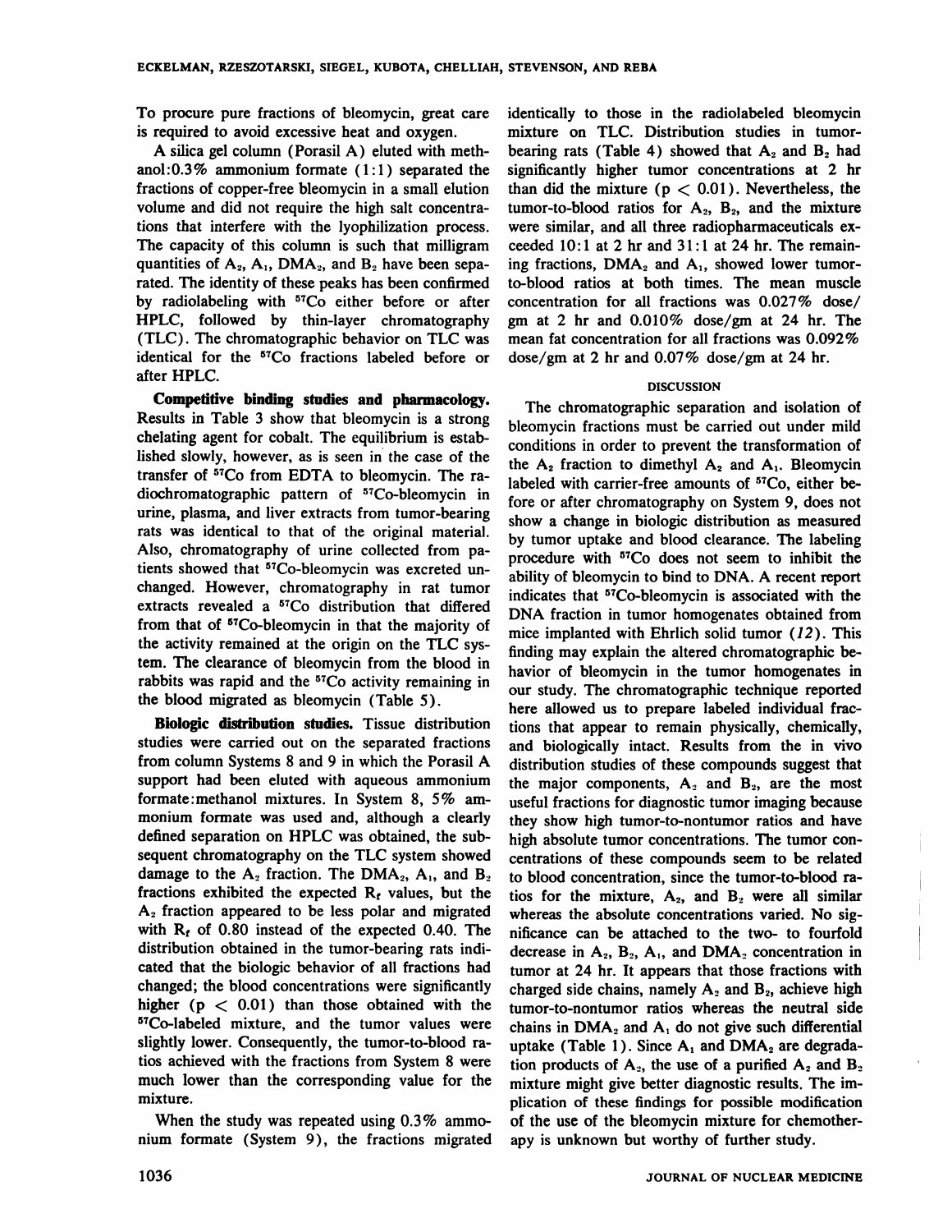To procure pure fractions of bleomycin, great care is required to avoid excessive heat and oxygen.

A silica gel column (Porasil A) eluted with methanol:0.3% ammonium formate (1:1) separated the fractions of copper-free bleomycin in a small elution volume and did not require the high salt concentrations that interfere with the lyophilization process. The capacity of this column is such that milligram quantities of $A_2$, $A_1$, $DMA_2$, and $B_2$ have been separated. The identity of these peaks has been confirmed by radiolabeling with $^{57}Co$ either before or after HPLC, followed by thin-layer chromatography (TLC). The chromatographic behavior on TLC was identical for the $^{57}Co$ fractions labeled before or after HPLC.

**Competitive binding studies and pharmacology.** Results in Table 3 show that bleomycin is a strong chelating agent for cobalt. The equilibrium is established slowly, however, as is seen in the case of the transfer of $^{57}Co$ from EDTA to bleomycin. The radiochromatographic pattern of $^{57}Co$-bleomycin in urine, plasma, and liver extracts from tumor-bearing rats was identical to that of the original material. Also, chromatography of urine collected from patients showed that $^{57}Co$-bleomycin was excreted unchanged. However, chromatography in rat tumor extracts revealed a $^{57}Co$ distribution that differed from that of $^{57}Co$-bleomycin in that the majority of the activity remained at the origin on the TLC system. The clearance of bleomycin from the blood in rabbits was rapid and the $^{57}Co$ activity remaining in the blood migrated as bleomycin (Table 5).

**Biologic distribution studies.** Tissue distribution studies were carried out on the separated fractions from column Systems 8 and 9 in which the Porasil A support had been eluted with aqueous ammonium formate:methanol mixtures. In System 8, 5% ammonium formate was used and, although a clearly defined separation on HPLC was obtained, the subsequent chromatography on the TLC system showed damage to the $A_2$ fraction. The $DMA_2$, $A_1$, and $B_2$ fractions exhibited the expected $R_f$ values, but the $A_2$ fraction appeared to be less polar and migrated with $R_f$ of 0.80 instead of the expected 0.40. The distribution obtained in the tumor-bearing rats indicated that the biologic behavior of all fractions had changed; the blood concentrations were significantly higher ($p < 0.01$) than those obtained with the $^{57}Co$-labeled mixture, and the tumor values were slightly lower. Consequently, the tumor-to-blood ratios achieved with the fractions from System 8 were much lower than the corresponding value for the mixture.

When the study was repeated using 0.3% ammonium formate (System 9), the fractions migrated identically to those in the radiolabeled bleomycin mixture on TLC. Distribution studies in tumor-bearing rats (Table 4) showed that $A_2$ and $B_2$ had significantly higher tumor concentrations at 2 hr than did the mixture ($p < 0.01$). Nevertheless, the tumor-to-blood ratios for $A_2$, $B_2$, and the mixture were similar, and all three radiopharmaceuticals exceeded 10:1 at 2 hr and 31:1 at 24 hr. The remaining fractions, $DMA_2$ and $A_1$, showed lower tumor-to-blood ratios at both times. The mean muscle concentration for all fractions was 0.027% dose/gm at 2 hr and 0.010% dose/gm at 24 hr. The mean fat concentration for all fractions was 0.092% dose/gm at 2 hr and 0.07% dose/gm at 24 hr.

## DISCUSSION

The chromatographic separation and isolation of bleomycin fractions must be carried out under mild conditions in order to prevent the transformation of the $A_2$ fraction to dimethyl $A_2$ and $A_1$. Bleomycin labeled with carrier-free amounts of $^{57}Co$, either before or after chromatography on System 9, does not show a change in biologic distribution as measured by tumor uptake and blood clearance. The labeling procedure with $^{57}Co$ does not seem to inhibit the ability of bleomycin to bind to DNA. A recent report indicates that $^{57}Co$-bleomycin is associated with the DNA fraction in tumor homogenates obtained from mice implanted with Ehrlich solid tumor (*12*). This finding may explain the altered chromatographic behavior of bleomycin in the tumor homogenates in our study. The chromatographic technique reported here allowed us to prepare labeled individual fractions that appear to remain physically, chemically, and biologically intact. Results from the in vivo distribution studies of these compounds suggest that the major components, $A_2$ and $B_2$, are the most useful fractions for diagnostic tumor imaging because they show high tumor-to-nontumor ratios and have high absolute tumor concentrations. The tumor concentrations of these compounds seem to be related to blood concentration, since the tumor-to-blood ratios for the mixture, $A_2$, and $B_2$ were all similar whereas the absolute concentrations varied. No significance can be attached to the two- to fourfold decrease in $A_2$, $B_2$, $A_1$, and $DMA_2$ concentration in tumor at 24 hr. It appears that those fractions with charged side chains, namely $A_2$ and $B_2$, achieve high tumor-to-nontumor ratios whereas the neutral side chains in $DMA_2$ and $A_1$ do not give such differential uptake (Table 1). Since $A_1$ and $DMA_2$ are degradation products of $A_2$, the use of a purified $A_2$ and $B_2$ mixture might give better diagnostic results. The implication of these findings for possible modification of the use of the bleomycin mixture for chemotherapy is unknown but worthy of further study.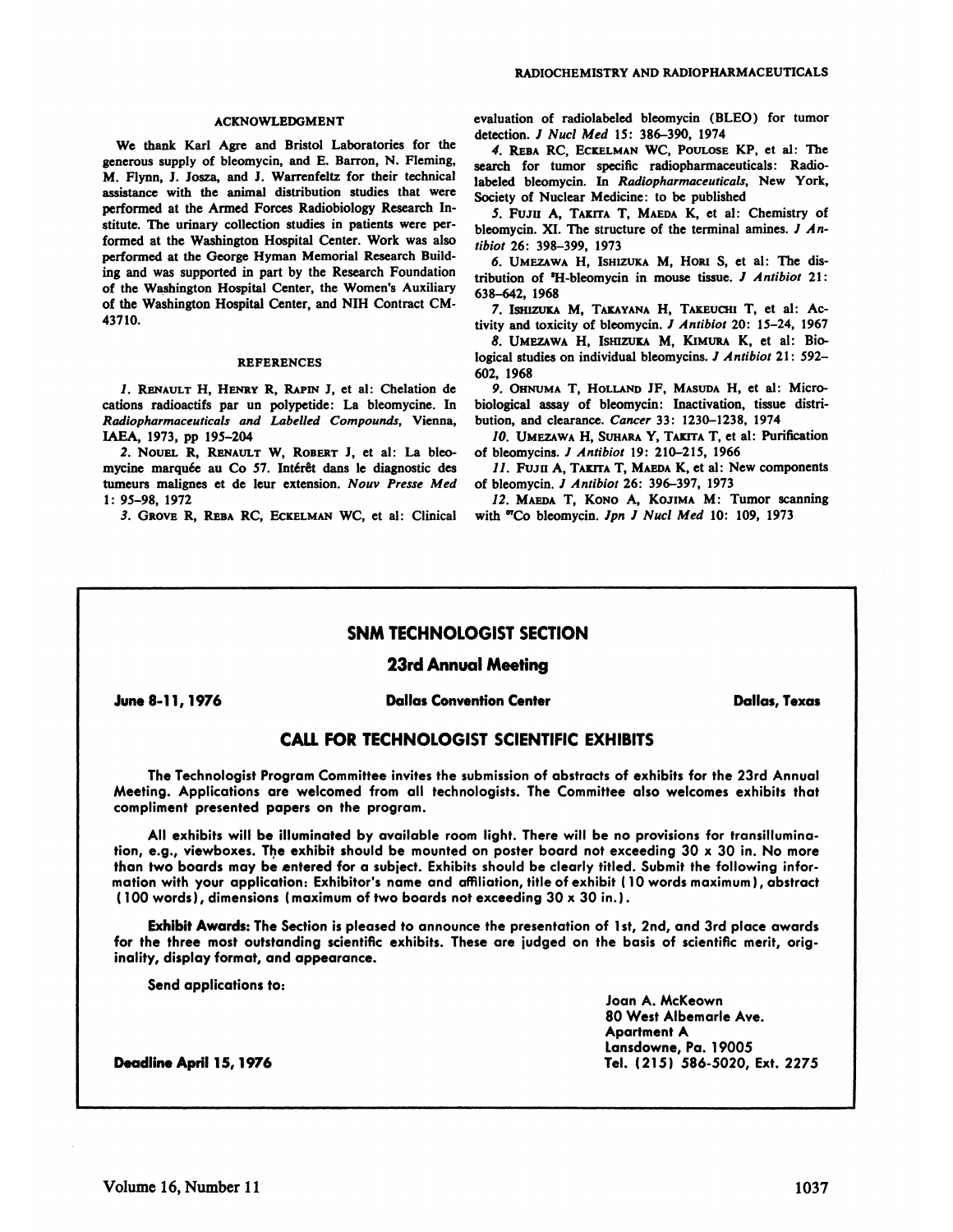## ACKNOWLEDGMENT

We thank Karl Agre and Bristol Laboratories for the generous supply of bleomycin, and E. Barron, N. Fleming, M. Flynn, J. Josza, and J. Warrenfeltz for their technical assistance with the animal distribution studies that were performed at the Armed Forces Radiobiology Research Institute. The urinary collection studies in patients were performed at the Washington Hospital Center. Work was also performed at the George Hyman Memorial Research Building and was supported in part by the Research Foundation of the Washington Hospital Center, the Women's Auxiliary of the Washington Hospital Center, and NIH Contract CM-43710.

## REFERENCES

1. RENAULT H, HENRY R, RAPIN J, et al: Chelation de cations radioactifs par un polypetide: La bleomycine. In *Radiopharmaceuticals and Labelled Compounds*, Vienna, IAEA, 1973, pp 195–204
2. NOUEL R, RENAULT W, ROBERT J, et al: La bleomycine marquée au Co 57. Intérêt dans le diagnostic des tumeurs malignes et de leur extension. *Nouv Presse Med* 1: 95–98, 1972
3. GROVE R, REBA RC, ECKELMAN WC, et al: Clinical evaluation of radiolabeled bleomycin (BLEO) for tumor detection. *J Nucl Med* 15: 386–390, 1974
4. REBA RC, ECKELMAN WC, POULOSE KP, et al: The search for tumor specific radiopharmaceuticals: Radiolabeled bleomycin. In *Radiopharmaceuticals*, New York, Society of Nuclear Medicine: to be published
5. FUJII A, TAKITA T, MAEDA K, et al: Chemistry of bleomycin. XI. The structure of the terminal amines. *J Antibiot* 26: 398–399, 1973
6. UMEZAWA H, ISHIZUKA M, HORI S, et al: The distribution of $^{3}$H-bleomycin in mouse tissue. *J Antibiot* 21: 638–642, 1968
7. ISHIZUKA M, TAKAYANA H, TAKEUCHI T, et al: Activity and toxicity of bleomycin. *J Antibiot* 20: 15–24, 1967
8. UMEZAWA H, ISHIZUKA M, KIMURA K, et al: Biological studies on individual bleomycins. *J Antibiot* 21: 592–602, 1968
9. OHNUMA T, HOLLAND JF, MASUDA H, et al: Microbiological assay of bleomycin: Inactivation, tissue distribution, and clearance. *Cancer* 33: 1230–1238, 1974
10. UMEZAWA H, SUHARA Y, TAKITA T, et al: Purification of bleomycins. *J Antibiot* 19: 210–215, 1966
11. FUJII A, TAKITA T, MAEDA K, et al: New components of bleomycin. *J Antibiot* 26: 396–397, 1973
12. MAEDA T, KONO A, KOJIMA M: Tumor scanning with $^{57}$Co bleomycin. *Jpn J Nucl Med* 10: 109, 1973

---

## SNM TECHNOLOGIST SECTION

### 23rd Annual Meeting

**June 8-11, 1976** — **Dallas Convention Center** — **Dallas, Texas**

### CALL FOR TECHNOLOGIST SCIENTIFIC EXHIBITS

The Technologist Program Committee invites the submission of abstracts of exhibits for the 23rd Annual Meeting. Applications are welcomed from all technologists. The Committee also welcomes exhibits that compliment presented papers on the program.

All exhibits will be illuminated by available room light. There will be no provisions for transillumination, e.g., viewboxes. The exhibit should be mounted on poster board not exceeding 30 x 30 in. No more than two boards may be entered for a subject. Exhibits should be clearly titled. Submit the following information with your application: Exhibitor's name and affiliation, title of exhibit (10 words maximum), abstract (100 words), dimensions (maximum of two boards not exceeding 30 x 30 in.).

**Exhibit Awards:** The Section is pleased to announce the presentation of 1st, 2nd, and 3rd place awards for the three most outstanding scientific exhibits. These are judged on the basis of scientific merit, originality, display format, and appearance.

Send applications to:

Joan A. McKeown
80 West Albemarle Ave.
Apartment A
Lansdowne, Pa. 19005
Tel. (215) 586-5020, Ext. 2275

**Deadline April 15, 1976**